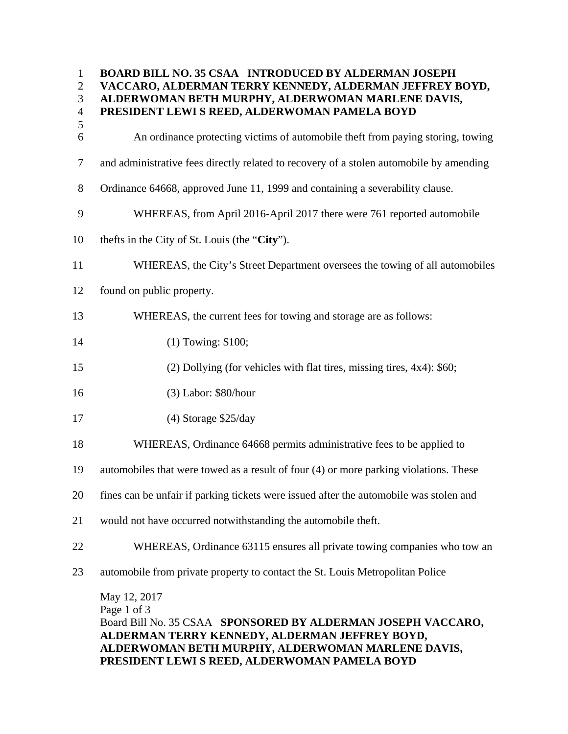**BOARD BILL NO. 35 CSAA INTRODUCED BY ALDERMAN JOSEPH VACCARO, ALDERMAN TERRY KENNEDY, ALDERMAN JEFFREY BOYD, ALDERWOMAN BETH MURPHY, ALDERWOMAN MARLENE DAVIS, PRESIDENT LEWI S REED, ALDERWOMAN PAMELA BOYD**

An ordinance protecting victims of automobile theft from paying storing, towing and administrative fees directly related to recovery of a stolen automobile by amending Ordinance 64668, approved June 11, 1999 and containing a severability clause.

WHEREAS, from April 2016-April 2017 there were 761 reported automobile thefts in the City of St. Louis (the "**City**").

WHEREAS, the City's Street Department oversees the towing of all automobiles found on public property.

WHEREAS, the current fees for towing and storage are as follows:

(1) Towing: $100;

(2) Dollying (for vehicles with flat tires, missing tires, 4x4): $60;

(3) Labor: $80/hour

(4) Storage $25/day

WHEREAS, Ordinance 64668 permits administrative fees to be applied to automobiles that were towed as a result of four (4) or more parking violations. These fines can be unfair if parking tickets were issued after the automobile was stolen and would not have occurred notwithstanding the automobile theft.

WHEREAS, Ordinance 63115 ensures all private towing companies who tow an automobile from private property to contact the St. Louis Metropolitan Police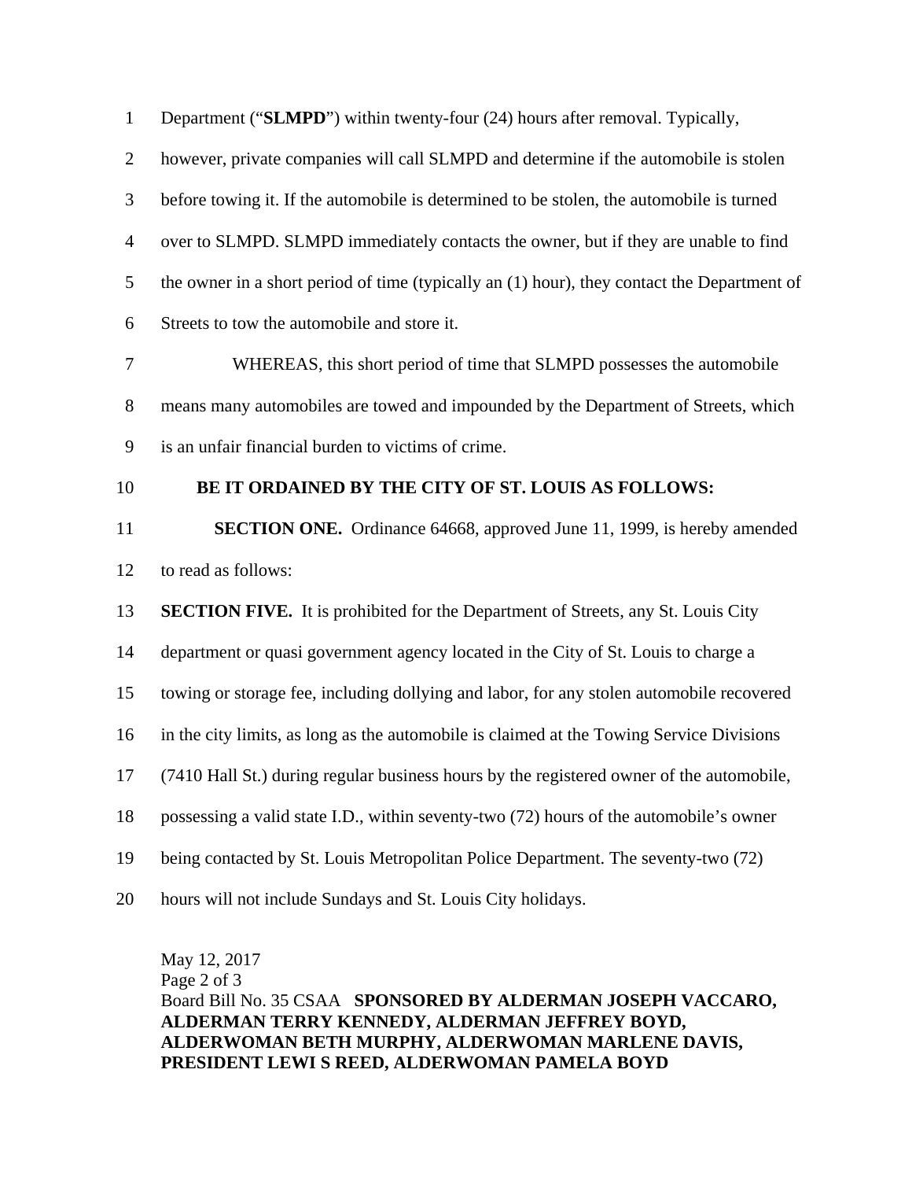Department ("**SLMPD**") within twenty-four (24) hours after removal. Typically, however, private companies will call SLMPD and determine if the automobile is stolen before towing it. If the automobile is determined to be stolen, the automobile is turned over to SLMPD. SLMPD immediately contacts the owner, but if they are unable to find the owner in a short period of time (typically an (1) hour), they contact the Department of Streets to tow the automobile and store it.

WHEREAS, this short period of time that SLMPD possesses the automobile means many automobiles are towed and impounded by the Department of Streets, which is an unfair financial burden to victims of crime.

**BE IT ORDAINED BY THE CITY OF ST. LOUIS AS FOLLOWS:**

**SECTION ONE.** Ordinance 64668, approved June 11, 1999, is hereby amended to read as follows:

**SECTION FIVE.** It is prohibited for the Department of Streets, any St. Louis City department or quasi government agency located in the City of St. Louis to charge a towing or storage fee, including dollying and labor, for any stolen automobile recovered in the city limits, as long as the automobile is claimed at the Towing Service Divisions (7410 Hall St.) during regular business hours by the registered owner of the automobile, possessing a valid state I.D., within seventy-two (72) hours of the automobile's owner being contacted by St. Louis Metropolitan Police Department. The seventy-two (72) hours will not include Sundays and St. Louis City holidays.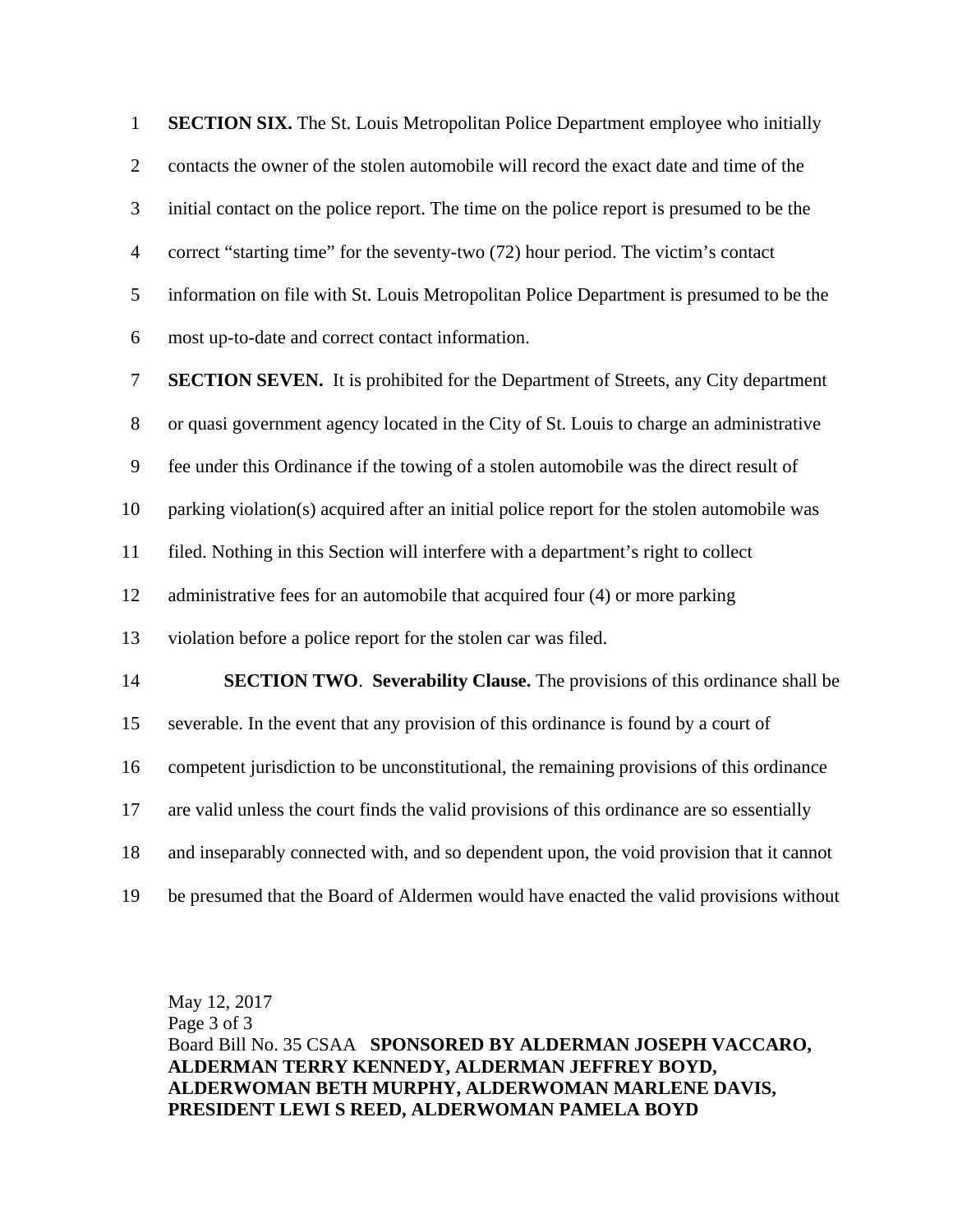**SECTION SIX.** The St. Louis Metropolitan Police Department employee who initially contacts the owner of the stolen automobile will record the exact date and time of the initial contact on the police report. The time on the police report is presumed to be the correct "starting time" for the seventy-two (72) hour period. The victim's contact information on file with St. Louis Metropolitan Police Department is presumed to be the most up-to-date and correct contact information.

**SECTION SEVEN.** It is prohibited for the Department of Streets, any City department or quasi government agency located in the City of St. Louis to charge an administrative fee under this Ordinance if the towing of a stolen automobile was the direct result of parking violation(s) acquired after an initial police report for the stolen automobile was filed. Nothing in this Section will interfere with a department's right to collect administrative fees for an automobile that acquired four (4) or more parking violation before a police report for the stolen car was filed.

**SECTION TWO**. **Severability Clause.** The provisions of this ordinance shall be severable. In the event that any provision of this ordinance is found by a court of competent jurisdiction to be unconstitutional, the remaining provisions of this ordinance are valid unless the court finds the valid provisions of this ordinance are so essentially and inseparably connected with, and so dependent upon, the void provision that it cannot be presumed that the Board of Aldermen would have enacted the valid provisions without

May 12, 2017

Board Bill No. 35 CSAA **SPONSORED BY ALDERMAN JOSEPH VACCARO, ALDERMAN TERRY KENNEDY, ALDERMAN JEFFREY BOYD, ALDERWOMAN BETH MURPHY, ALDERWOMAN MARLENE DAVIS, PRESIDENT LEWI S REED, ALDERWOMAN PAMELA BOYD**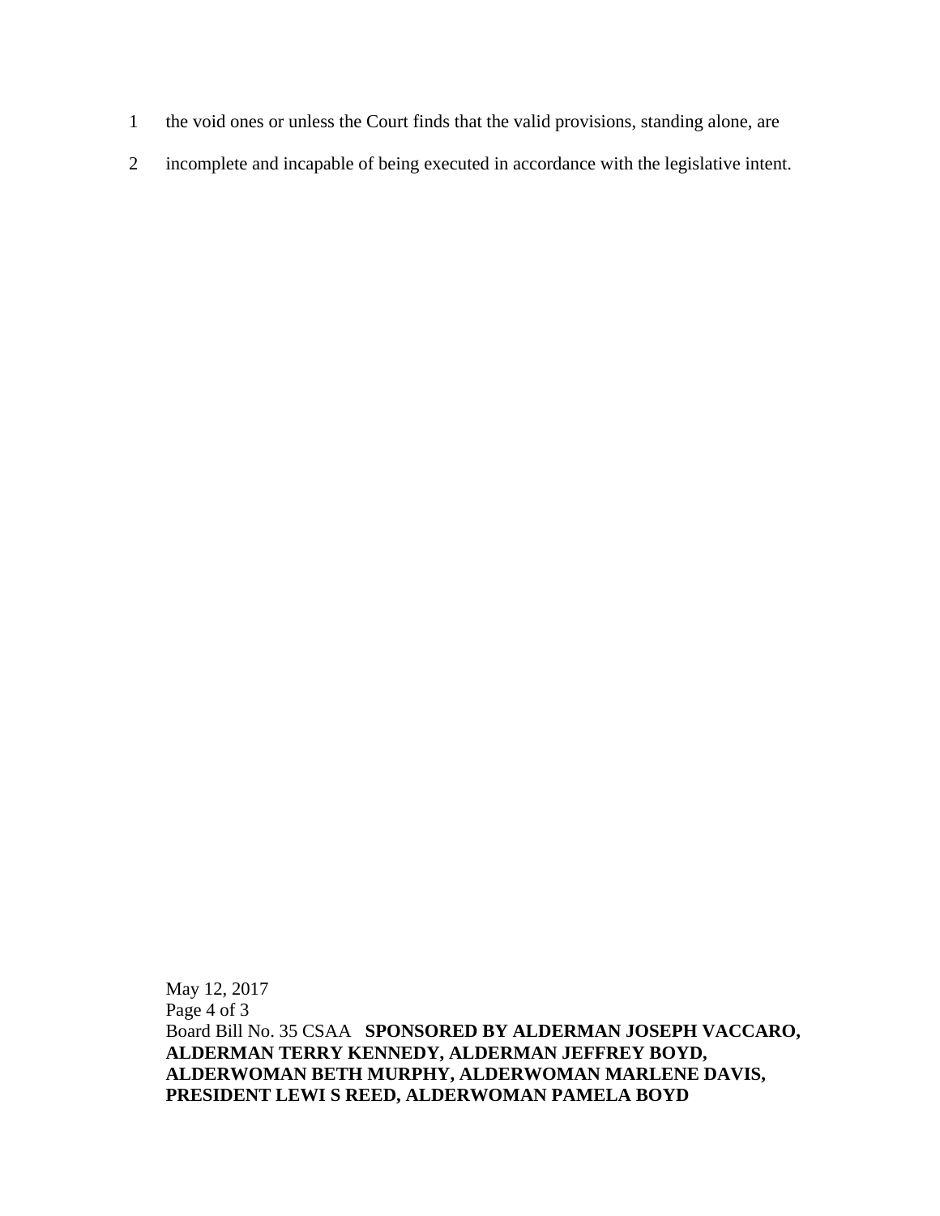the void ones or unless the Court finds that the valid provisions, standing alone, are incomplete and incapable of being executed in accordance with the legislative intent.